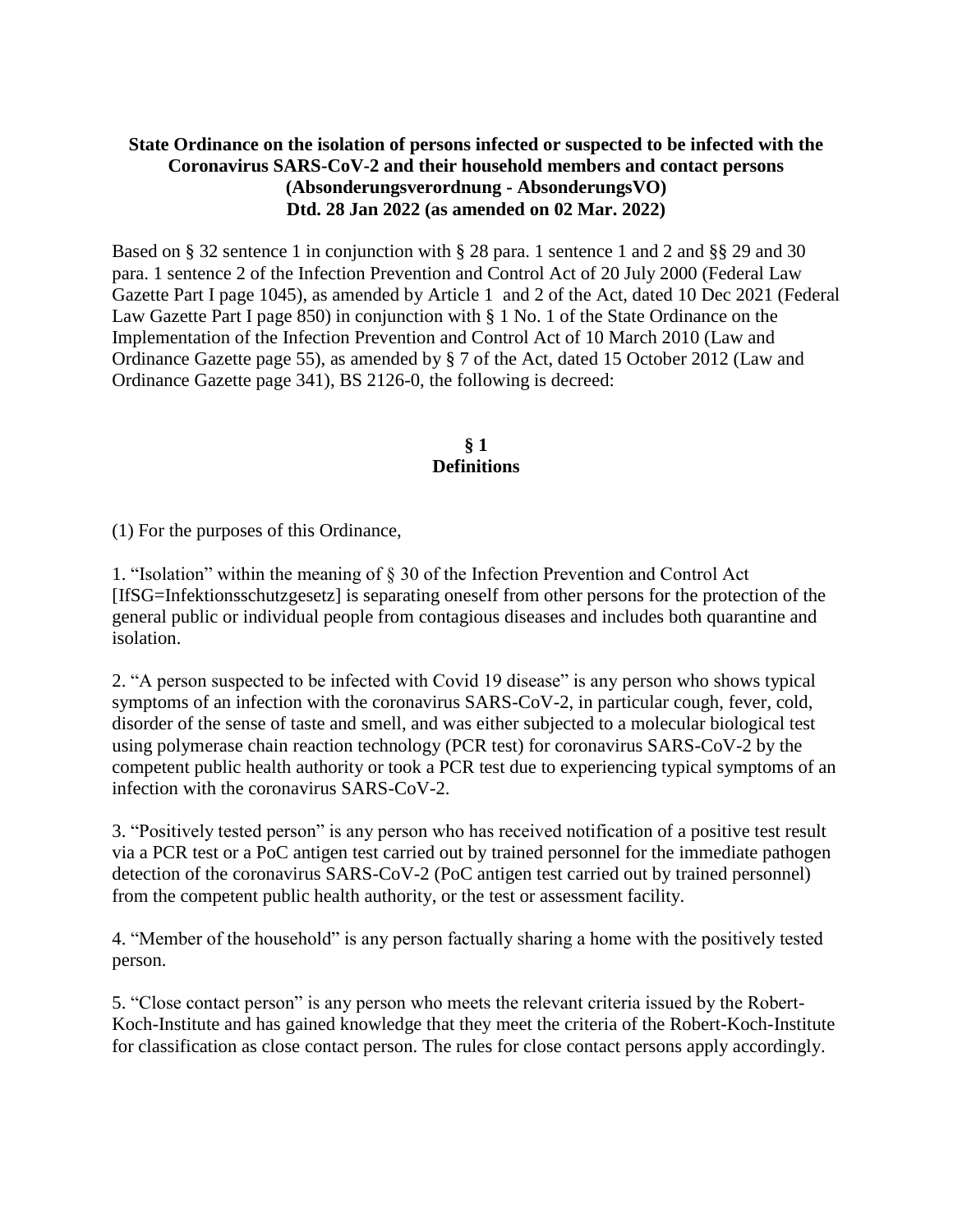**State Ordinance on the isolation of persons infected or suspected to be infected with the Coronavirus SARS-CoV-2 and their household members and contact persons (Absonderungsverordnung - AbsonderungsVO) Dtd. 28 Jan 2022 (as amended on 02 Mar. 2022)**

Based on § 32 sentence 1 in conjunction with § 28 para. 1 sentence 1 and 2 and §§ 29 and 30 para. 1 sentence 2 of the Infection Prevention and Control Act of 20 July 2000 (Federal Law Gazette Part I page 1045), as amended by Article 1 and 2 of the Act, dated 10 Dec 2021 (Federal Law Gazette Part I page 850) in conjunction with § 1 No. 1 of the State Ordinance on the Implementation of the Infection Prevention and Control Act of 10 March 2010 (Law and Ordinance Gazette page 55), as amended by § 7 of the Act, dated 15 October 2012 (Law and Ordinance Gazette page 341), BS 2126-0, the following is decreed:

## § 1
## Definitions

(1) For the purposes of this Ordinance,

1. "Isolation" within the meaning of § 30 of the Infection Prevention and Control Act [IfSG=Infektionsschutzgesetz] is separating oneself from other persons for the protection of the general public or individual people from contagious diseases and includes both quarantine and isolation.

2. "A person suspected to be infected with Covid 19 disease" is any person who shows typical symptoms of an infection with the coronavirus SARS-CoV-2, in particular cough, fever, cold, disorder of the sense of taste and smell, and was either subjected to a molecular biological test using polymerase chain reaction technology (PCR test) for coronavirus SARS-CoV-2 by the competent public health authority or took a PCR test due to experiencing typical symptoms of an infection with the coronavirus SARS-CoV-2.

3. "Positively tested person" is any person who has received notification of a positive test result via a PCR test or a PoC antigen test carried out by trained personnel for the immediate pathogen detection of the coronavirus SARS-CoV-2 (PoC antigen test carried out by trained personnel) from the competent public health authority, or the test or assessment facility.

4. "Member of the household" is any person factually sharing a home with the positively tested person.

5. "Close contact person" is any person who meets the relevant criteria issued by the Robert-Koch-Institute and has gained knowledge that they meet the criteria of the Robert-Koch-Institute for classification as close contact person. The rules for close contact persons apply accordingly.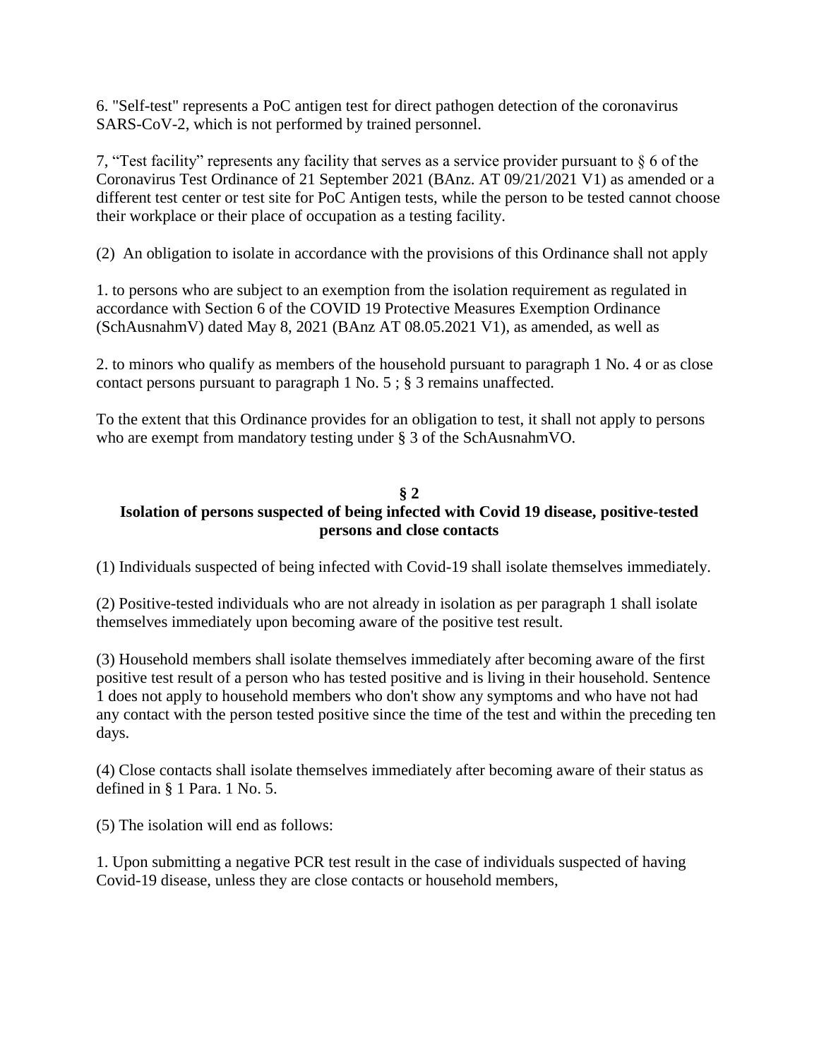6. "Self-test" represents a PoC antigen test for direct pathogen detection of the coronavirus SARS-CoV-2, which is not performed by trained personnel.

7, "Test facility" represents any facility that serves as a service provider pursuant to § 6 of the Coronavirus Test Ordinance of 21 September 2021 (BAnz. AT 09/21/2021 V1) as amended or a different test center or test site for PoC Antigen tests, while the person to be tested cannot choose their workplace or their place of occupation as a testing facility.

(2) An obligation to isolate in accordance with the provisions of this Ordinance shall not apply

1. to persons who are subject to an exemption from the isolation requirement as regulated in accordance with Section 6 of the COVID 19 Protective Measures Exemption Ordinance (SchAusnahmV) dated May 8, 2021 (BAnz AT 08.05.2021 V1), as amended, as well as

2. to minors who qualify as members of the household pursuant to paragraph 1 No. 4 or as close contact persons pursuant to paragraph 1 No. 5 ; § 3 remains unaffected.

To the extent that this Ordinance provides for an obligation to test, it shall not apply to persons who are exempt from mandatory testing under § 3 of the SchAusnahmVO.

## § 2
## Isolation of persons suspected of being infected with Covid 19 disease, positive-tested persons and close contacts

(1) Individuals suspected of being infected with Covid-19 shall isolate themselves immediately.

(2) Positive-tested individuals who are not already in isolation as per paragraph 1 shall isolate themselves immediately upon becoming aware of the positive test result.

(3) Household members shall isolate themselves immediately after becoming aware of the first positive test result of a person who has tested positive and is living in their household. Sentence 1 does not apply to household members who don't show any symptoms and who have not had any contact with the person tested positive since the time of the test and within the preceding ten days.

(4) Close contacts shall isolate themselves immediately after becoming aware of their status as defined in § 1 Para. 1 No. 5.

(5) The isolation will end as follows:

1. Upon submitting a negative PCR test result in the case of individuals suspected of having Covid-19 disease, unless they are close contacts or household members,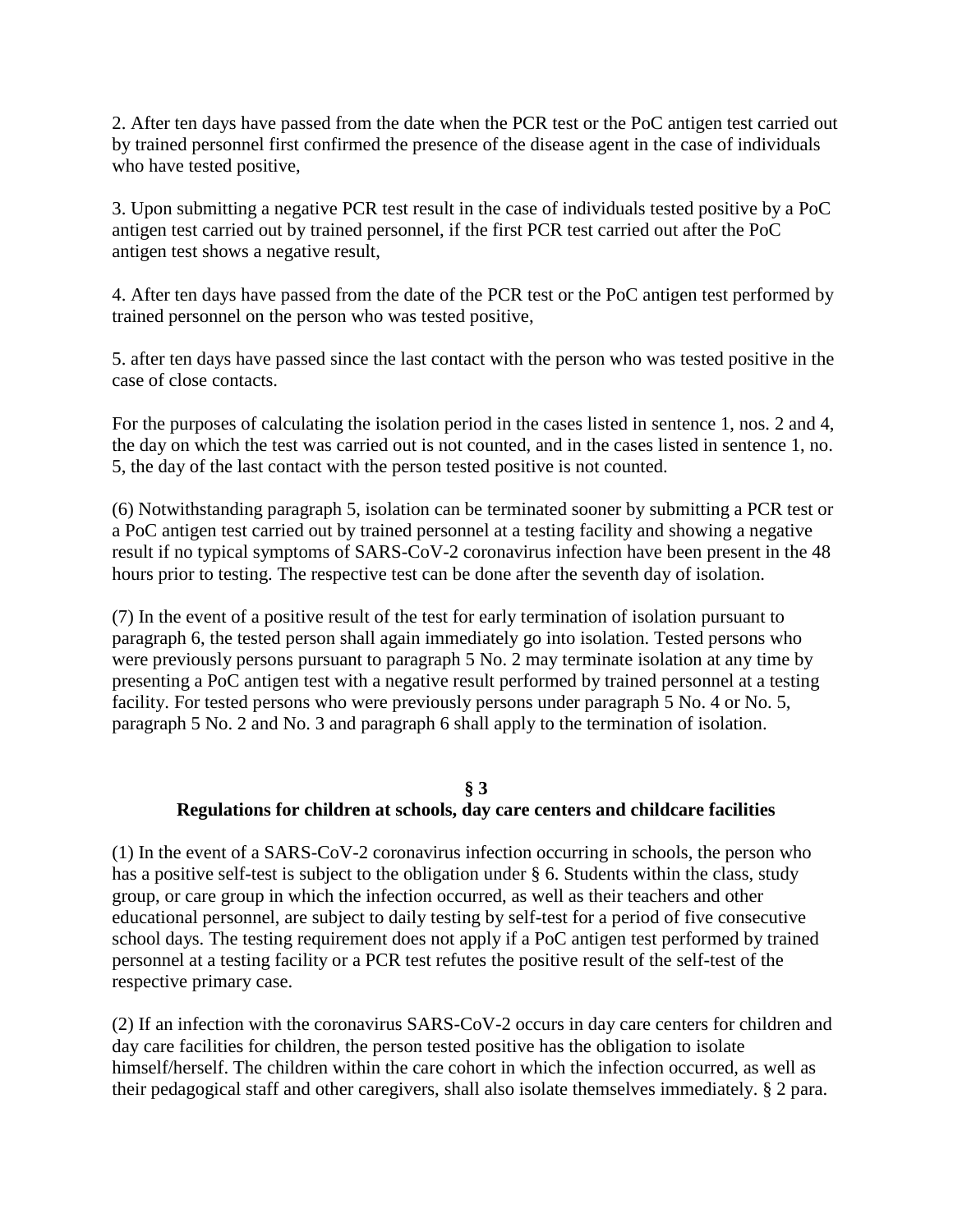2. After ten days have passed from the date when the PCR test or the PoC antigen test carried out by trained personnel first confirmed the presence of the disease agent in the case of individuals who have tested positive,

3. Upon submitting a negative PCR test result in the case of individuals tested positive by a PoC antigen test carried out by trained personnel, if the first PCR test carried out after the PoC antigen test shows a negative result,

4. After ten days have passed from the date of the PCR test or the PoC antigen test performed by trained personnel on the person who was tested positive,

5. after ten days have passed since the last contact with the person who was tested positive in the case of close contacts.

For the purposes of calculating the isolation period in the cases listed in sentence 1, nos. 2 and 4, the day on which the test was carried out is not counted, and in the cases listed in sentence 1, no. 5, the day of the last contact with the person tested positive is not counted.

(6) Notwithstanding paragraph 5, isolation can be terminated sooner by submitting a PCR test or a PoC antigen test carried out by trained personnel at a testing facility and showing a negative result if no typical symptoms of SARS-CoV-2 coronavirus infection have been present in the 48 hours prior to testing. The respective test can be done after the seventh day of isolation.

(7) In the event of a positive result of the test for early termination of isolation pursuant to paragraph 6, the tested person shall again immediately go into isolation. Tested persons who were previously persons pursuant to paragraph 5 No. 2 may terminate isolation at any time by presenting a PoC antigen test with a negative result performed by trained personnel at a testing facility. For tested persons who were previously persons under paragraph 5 No. 4 or No. 5, paragraph 5 No. 2 and No. 3 and paragraph 6 shall apply to the termination of isolation.

## § 3
## Regulations for children at schools, day care centers and childcare facilities

(1) In the event of a SARS-CoV-2 coronavirus infection occurring in schools, the person who has a positive self-test is subject to the obligation under § 6. Students within the class, study group, or care group in which the infection occurred, as well as their teachers and other educational personnel, are subject to daily testing by self-test for a period of five consecutive school days. The testing requirement does not apply if a PoC antigen test performed by trained personnel at a testing facility or a PCR test refutes the positive result of the self-test of the respective primary case.

(2) If an infection with the coronavirus SARS-CoV-2 occurs in day care centers for children and day care facilities for children, the person tested positive has the obligation to isolate himself/herself. The children within the care cohort in which the infection occurred, as well as their pedagogical staff and other caregivers, shall also isolate themselves immediately. § 2 para.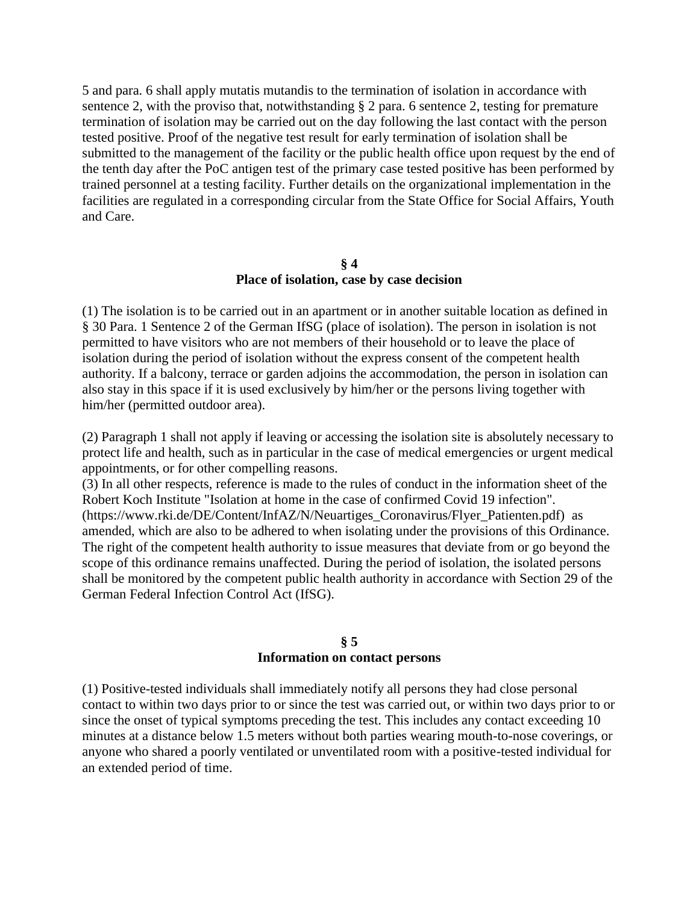5 and para. 6 shall apply mutatis mutandis to the termination of isolation in accordance with sentence 2, with the proviso that, notwithstanding § 2 para. 6 sentence 2, testing for premature termination of isolation may be carried out on the day following the last contact with the person tested positive. Proof of the negative test result for early termination of isolation shall be submitted to the management of the facility or the public health office upon request by the end of the tenth day after the PoC antigen test of the primary case tested positive has been performed by trained personnel at a testing facility. Further details on the organizational implementation in the facilities are regulated in a corresponding circular from the State Office for Social Affairs, Youth and Care.

## § 4
## Place of isolation, case by case decision

(1) The isolation is to be carried out in an apartment or in another suitable location as defined in § 30 Para. 1 Sentence 2 of the German IfSG (place of isolation). The person in isolation is not permitted to have visitors who are not members of their household or to leave the place of isolation during the period of isolation without the express consent of the competent health authority. If a balcony, terrace or garden adjoins the accommodation, the person in isolation can also stay in this space if it is used exclusively by him/her or the persons living together with him/her (permitted outdoor area).

(2) Paragraph 1 shall not apply if leaving or accessing the isolation site is absolutely necessary to protect life and health, such as in particular in the case of medical emergencies or urgent medical appointments, or for other compelling reasons.

(3) In all other respects, reference is made to the rules of conduct in the information sheet of the Robert Koch Institute "Isolation at home in the case of confirmed Covid 19 infection". (https://www.rki.de/DE/Content/InfAZ/N/Neuartiges_Coronavirus/Flyer_Patienten.pdf) as amended, which are also to be adhered to when isolating under the provisions of this Ordinance. The right of the competent health authority to issue measures that deviate from or go beyond the scope of this ordinance remains unaffected. During the period of isolation, the isolated persons shall be monitored by the competent public health authority in accordance with Section 29 of the German Federal Infection Control Act (IfSG).

## § 5
## Information on contact persons

(1) Positive-tested individuals shall immediately notify all persons they had close personal contact to within two days prior to or since the test was carried out, or within two days prior to or since the onset of typical symptoms preceding the test. This includes any contact exceeding 10 minutes at a distance below 1.5 meters without both parties wearing mouth-to-nose coverings, or anyone who shared a poorly ventilated or unventilated room with a positive-tested individual for an extended period of time.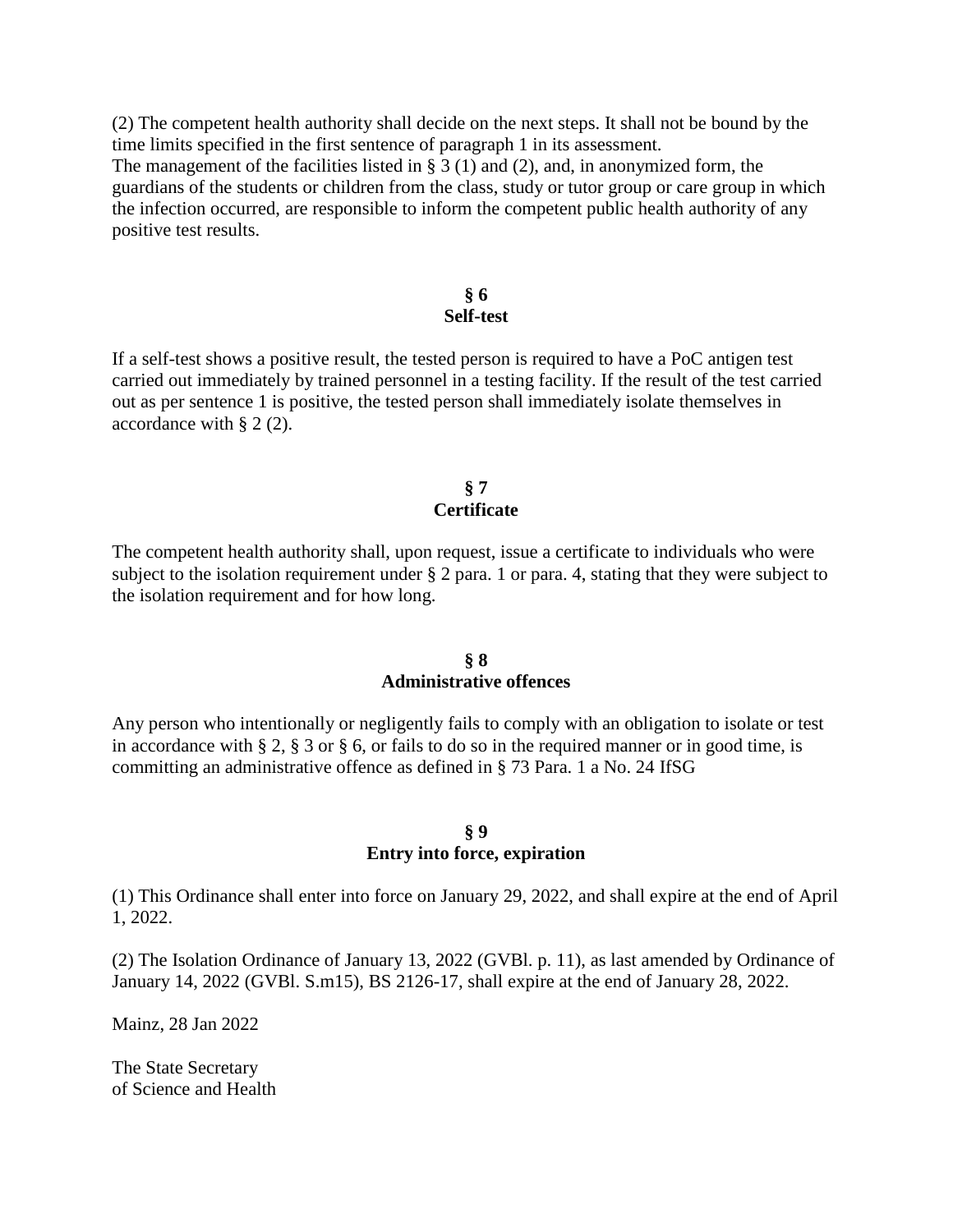(2) The competent health authority shall decide on the next steps. It shall not be bound by the time limits specified in the first sentence of paragraph 1 in its assessment.
The management of the facilities listed in § 3 (1) and (2), and, in anonymized form, the guardians of the students or children from the class, study or tutor group or care group in which the infection occurred, are responsible to inform the competent public health authority of any positive test results.

## § 6
## Self-test

If a self-test shows a positive result, the tested person is required to have a PoC antigen test carried out immediately by trained personnel in a testing facility. If the result of the test carried out as per sentence 1 is positive, the tested person shall immediately isolate themselves in accordance with § 2 (2).

## § 7
## Certificate

The competent health authority shall, upon request, issue a certificate to individuals who were subject to the isolation requirement under § 2 para. 1 or para. 4, stating that they were subject to the isolation requirement and for how long.

## § 8
## Administrative offences

Any person who intentionally or negligently fails to comply with an obligation to isolate or test in accordance with § 2, § 3 or § 6, or fails to do so in the required manner or in good time, is committing an administrative offence as defined in § 73 Para. 1 a No. 24 IfSG

## § 9
## Entry into force, expiration

(1) This Ordinance shall enter into force on January 29, 2022, and shall expire at the end of April 1, 2022.

(2) The Isolation Ordinance of January 13, 2022 (GVBl. p. 11), as last amended by Ordinance of January 14, 2022 (GVBl. S.m15), BS 2126-17, shall expire at the end of January 28, 2022.

Mainz, 28 Jan 2022

The State Secretary
of Science and Health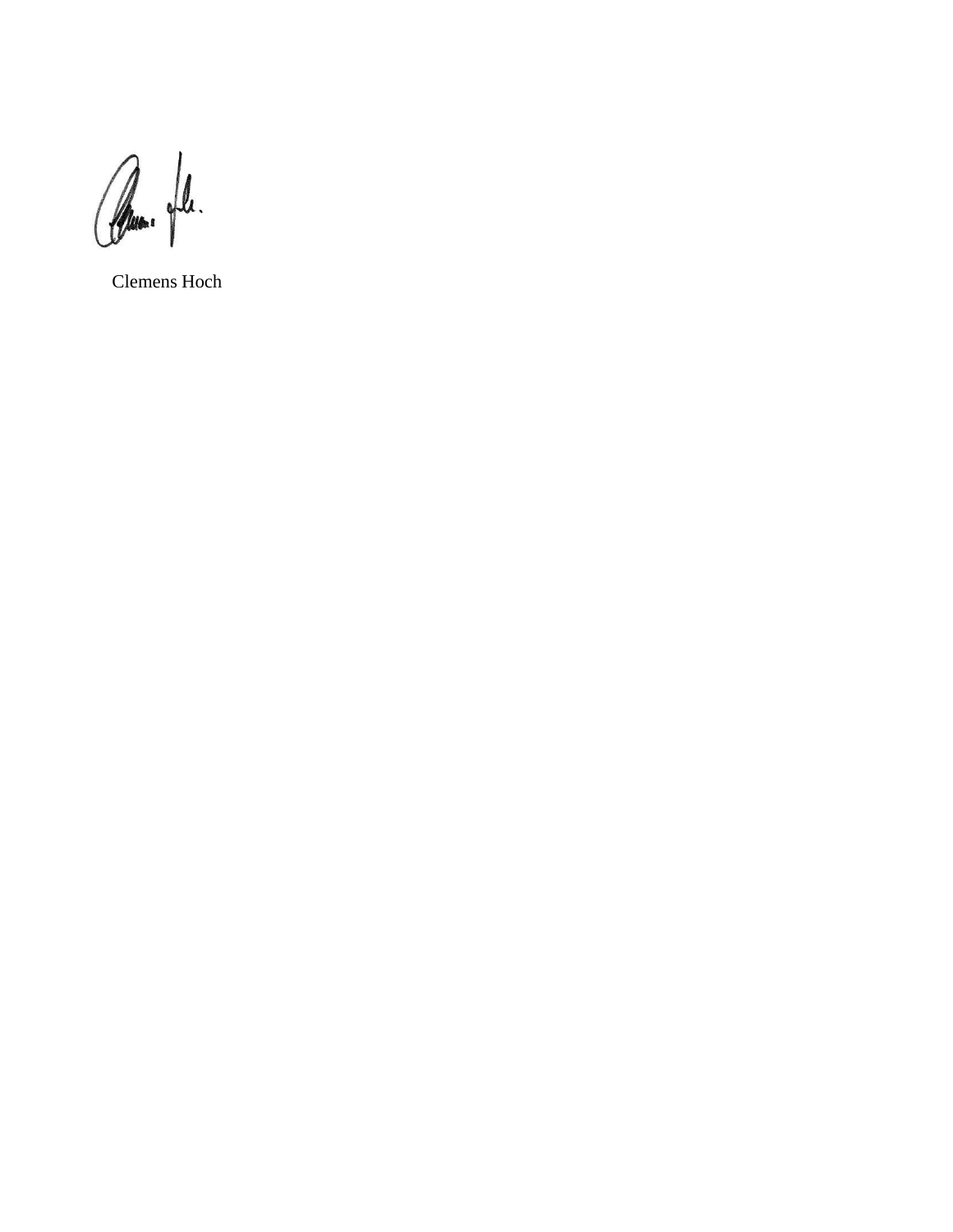Clemens Hoch